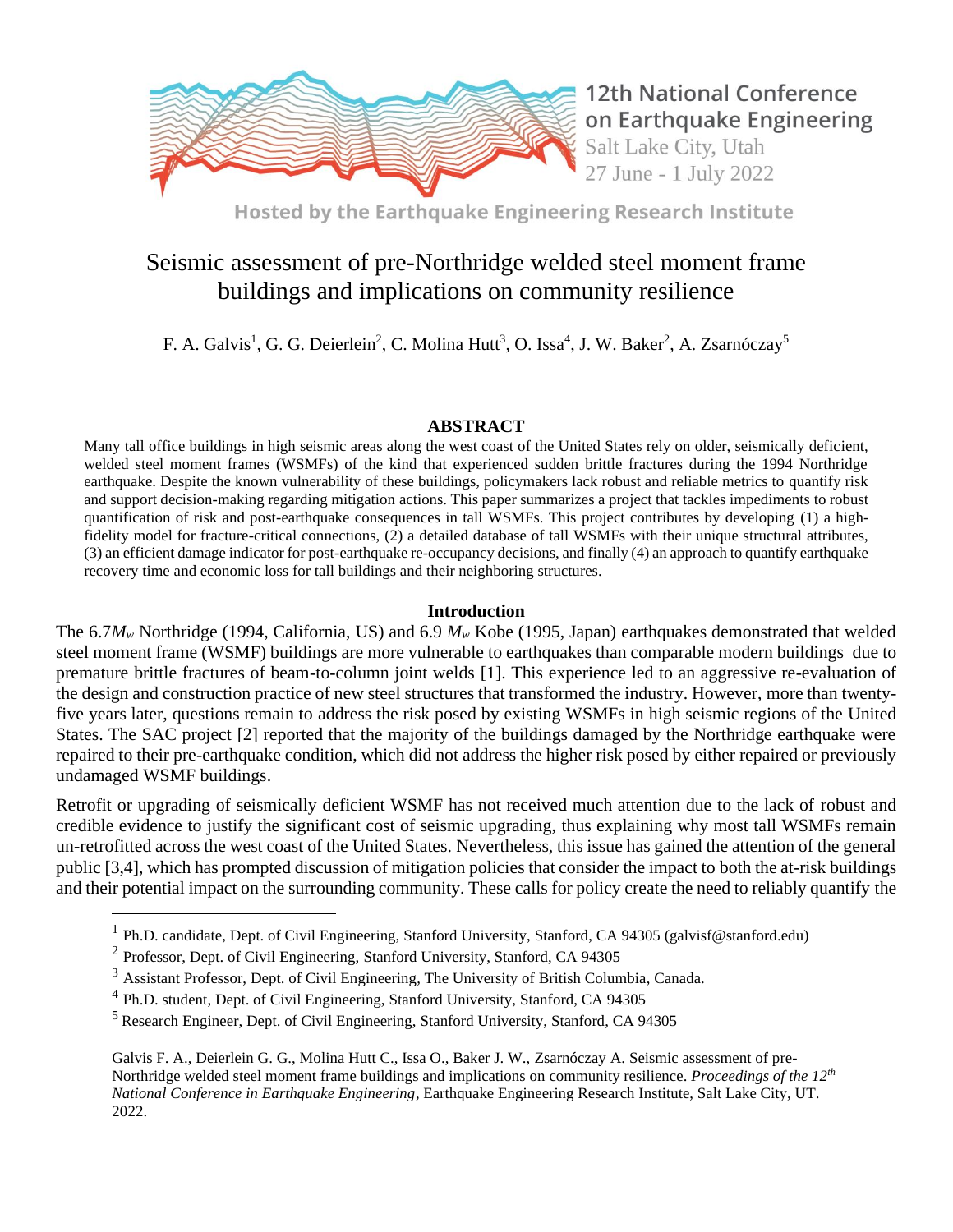12th National Conference on Earthquake Engineering
Salt Lake City, Utah
27 June - 1 July 2022

Hosted by the Earthquake Engineering Research Institute

# Seismic assessment of pre-Northridge welded steel moment frame buildings and implications on community resilience

F. A. Galvis[1], G. G. Deierlein[2], C. Molina Hutt[3], O. Issa[4], J. W. Baker[2], A. Zsarnóczay[5]

## ABSTRACT

Many tall office buildings in high seismic areas along the west coast of the United States rely on older, seismically deficient, welded steel moment frames (WSMFs) of the kind that experienced sudden brittle fractures during the 1994 Northridge earthquake. Despite the known vulnerability of these buildings, policymakers lack robust and reliable metrics to quantify risk and support decision-making regarding mitigation actions. This paper summarizes a project that tackles impediments to robust quantification of risk and post-earthquake consequences in tall WSMFs. This project contributes by developing (1) a high-fidelity model for fracture-critical connections, (2) a detailed database of tall WSMFs with their unique structural attributes, (3) an efficient damage indicator for post-earthquake re-occupancy decisions, and finally (4) an approach to quantify earthquake recovery time and economic loss for tall buildings and their neighboring structures.

## Introduction

The 6.7$M_w$ Northridge (1994, California, US) and 6.9 $M_w$ Kobe (1995, Japan) earthquakes demonstrated that welded steel moment frame (WSMF) buildings are more vulnerable to earthquakes than comparable modern buildings due to premature brittle fractures of beam-to-column joint welds [1]. This experience led to an aggressive re-evaluation of the design and construction practice of new steel structures that transformed the industry. However, more than twenty-five years later, questions remain to address the risk posed by existing WSMFs in high seismic regions of the United States. The SAC project [2] reported that the majority of the buildings damaged by the Northridge earthquake were repaired to their pre-earthquake condition, which did not address the higher risk posed by either repaired or previously undamaged WSMF buildings.

Retrofit or upgrading of seismically deficient WSMF has not received much attention due to the lack of robust and credible evidence to justify the significant cost of seismic upgrading, thus explaining why most tall WSMFs remain un-retrofitted across the west coast of the United States. Nevertheless, this issue has gained the attention of the general public [3,4], which has prompted discussion of mitigation policies that consider the impact to both the at-risk buildings and their potential impact on the surrounding community. These calls for policy create the need to reliably quantify the

---

[1] Ph.D. candidate, Dept. of Civil Engineering, Stanford University, Stanford, CA 94305 (galvisf@stanford.edu)

[2] Professor, Dept. of Civil Engineering, Stanford University, Stanford, CA 94305

[3] Assistant Professor, Dept. of Civil Engineering, The University of British Columbia, Canada.

[4] Ph.D. student, Dept. of Civil Engineering, Stanford University, Stanford, CA 94305

[5] Research Engineer, Dept. of Civil Engineering, Stanford University, Stanford, CA 94305

Galvis F. A., Deierlein G. G., Molina Hutt C., Issa O., Baker J. W., Zsarnóczay A. Seismic assessment of pre-Northridge welded steel moment frame buildings and implications on community resilience. *Proceedings of the 12th National Conference in Earthquake Engineering*, Earthquake Engineering Research Institute, Salt Lake City, UT. 2022.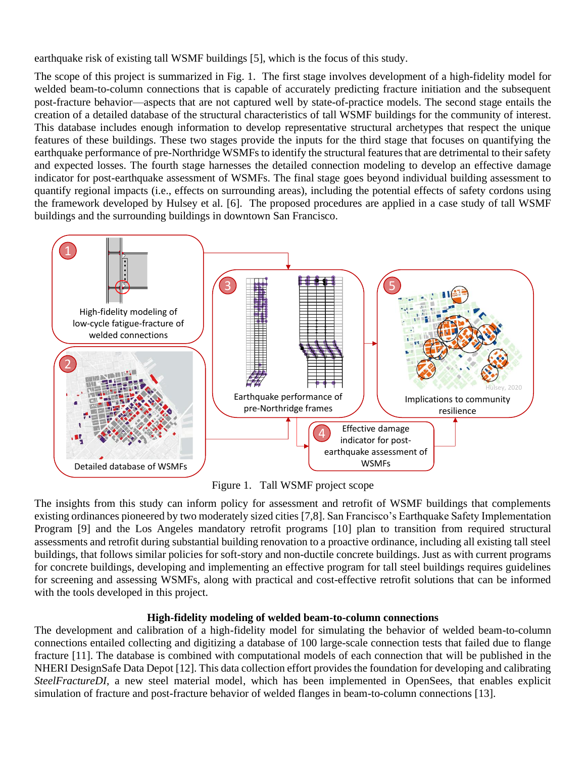earthquake risk of existing tall WSMF buildings [5], which is the focus of this study.

The scope of this project is summarized in Fig. 1. The first stage involves development of a high-fidelity model for welded beam-to-column connections that is capable of accurately predicting fracture initiation and the subsequent post-fracture behavior—aspects that are not captured well by state-of-practice models. The second stage entails the creation of a detailed database of the structural characteristics of tall WSMF buildings for the community of interest. This database includes enough information to develop representative structural archetypes that respect the unique features of these buildings. These two stages provide the inputs for the third stage that focuses on quantifying the earthquake performance of pre-Northridge WSMFs to identify the structural features that are detrimental to their safety and expected losses. The fourth stage harnesses the detailed connection modeling to develop an effective damage indicator for post-earthquake assessment of WSMFs. The final stage goes beyond individual building assessment to quantify regional impacts (i.e., effects on surrounding areas), including the potential effects of safety cordons using the framework developed by Hulsey et al. [6]. The proposed procedures are applied in a case study of tall WSMF buildings and the surrounding buildings in downtown San Francisco.

Figure 1. Tall WSMF project scope

The insights from this study can inform policy for assessment and retrofit of WSMF buildings that complements existing ordinances pioneered by two moderately sized cities [7,8]. San Francisco's Earthquake Safety Implementation Program [9] and the Los Angeles mandatory retrofit programs [10] plan to transition from required structural assessments and retrofit during substantial building renovation to a proactive ordinance, including all existing tall steel buildings, that follows similar policies for soft-story and non-ductile concrete buildings. Just as with current programs for concrete buildings, developing and implementing an effective program for tall steel buildings requires guidelines for screening and assessing WSMFs, along with practical and cost-effective retrofit solutions that can be informed with the tools developed in this project.

## High-fidelity modeling of welded beam-to-column connections

The development and calibration of a high-fidelity model for simulating the behavior of welded beam-to-column connections entailed collecting and digitizing a database of 100 large-scale connection tests that failed due to flange fracture [11]. The database is combined with computational models of each connection that will be published in the NHERI DesignSafe Data Depot [12]. This data collection effort provides the foundation for developing and calibrating *SteelFractureDI*, a new steel material model, which has been implemented in OpenSees, that enables explicit simulation of fracture and post-fracture behavior of welded flanges in beam-to-column connections [13].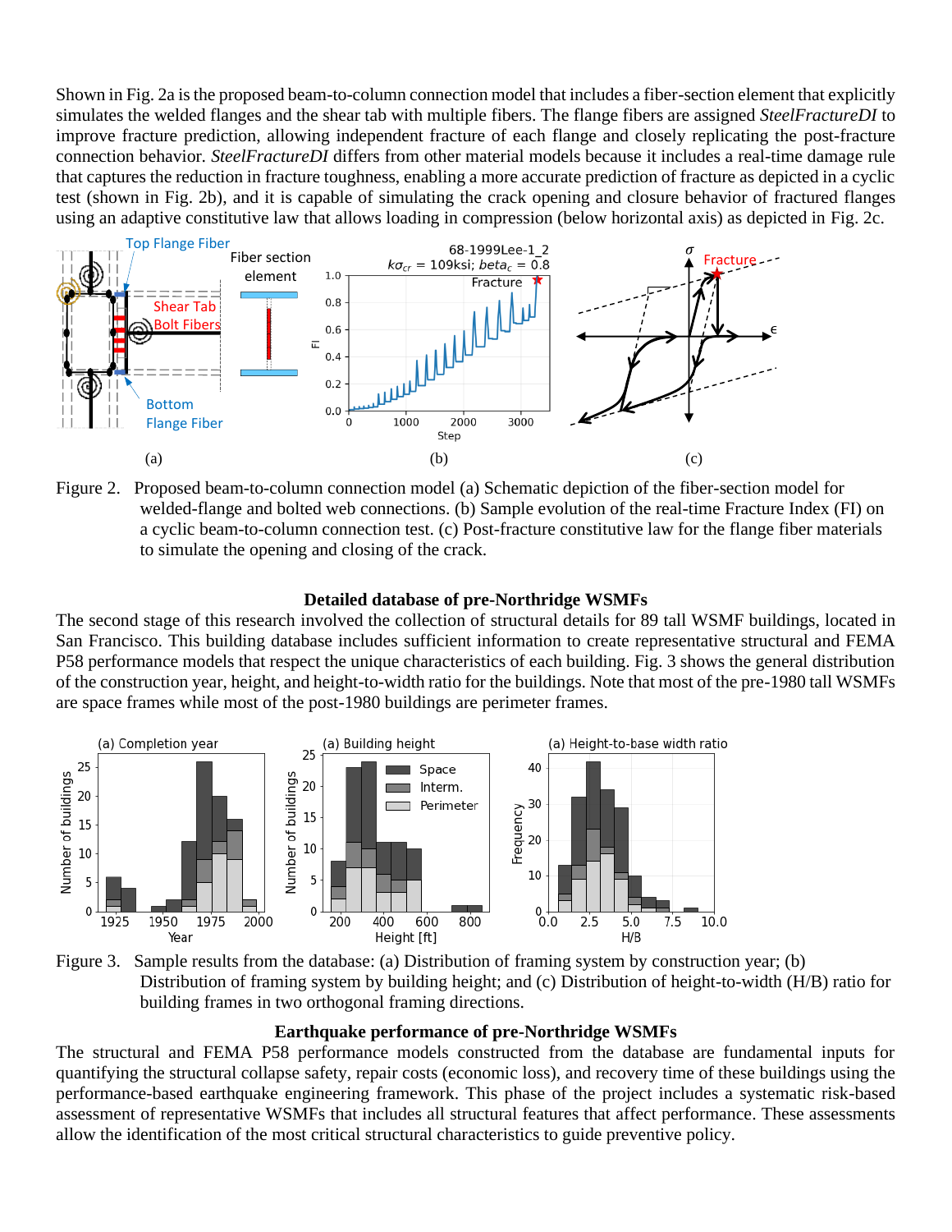Shown in Fig. 2a is the proposed beam-to-column connection model that includes a fiber-section element that explicitly simulates the welded flanges and the shear tab with multiple fibers. The flange fibers are assigned *SteelFractureDI* to improve fracture prediction, allowing independent fracture of each flange and closely replicating the post-fracture connection behavior. *SteelFractureDI* differs from other material models because it includes a real-time damage rule that captures the reduction in fracture toughness, enabling a more accurate prediction of fracture as depicted in a cyclic test (shown in Fig. 2b), and it is capable of simulating the crack opening and closure behavior of fractured flanges using an adaptive constitutive law that allows loading in compression (below horizontal axis) as depicted in Fig. 2c.

Figure 2. Proposed beam-to-column connection model (a) Schematic depiction of the fiber-section model for welded-flange and bolted web connections. (b) Sample evolution of the real-time Fracture Index (FI) on a cyclic beam-to-column connection test. (c) Post-fracture constitutive law for the flange fiber materials to simulate the opening and closing of the crack.

## Detailed database of pre-Northridge WSMFs

The second stage of this research involved the collection of structural details for 89 tall WSMF buildings, located in San Francisco. This building database includes sufficient information to create representative structural and FEMA P58 performance models that respect the unique characteristics of each building. Fig. 3 shows the general distribution of the construction year, height, and height-to-width ratio for the buildings. Note that most of the pre-1980 tall WSMFs are space frames while most of the post-1980 buildings are perimeter frames.

Figure 3. Sample results from the database: (a) Distribution of framing system by construction year; (b) Distribution of framing system by building height; and (c) Distribution of height-to-width (H/B) ratio for building frames in two orthogonal framing directions.

## Earthquake performance of pre-Northridge WSMFs

The structural and FEMA P58 performance models constructed from the database are fundamental inputs for quantifying the structural collapse safety, repair costs (economic loss), and recovery time of these buildings using the performance-based earthquake engineering framework. This phase of the project includes a systematic risk-based assessment of representative WSMFs that includes all structural features that affect performance. These assessments allow the identification of the most critical structural characteristics to guide preventive policy.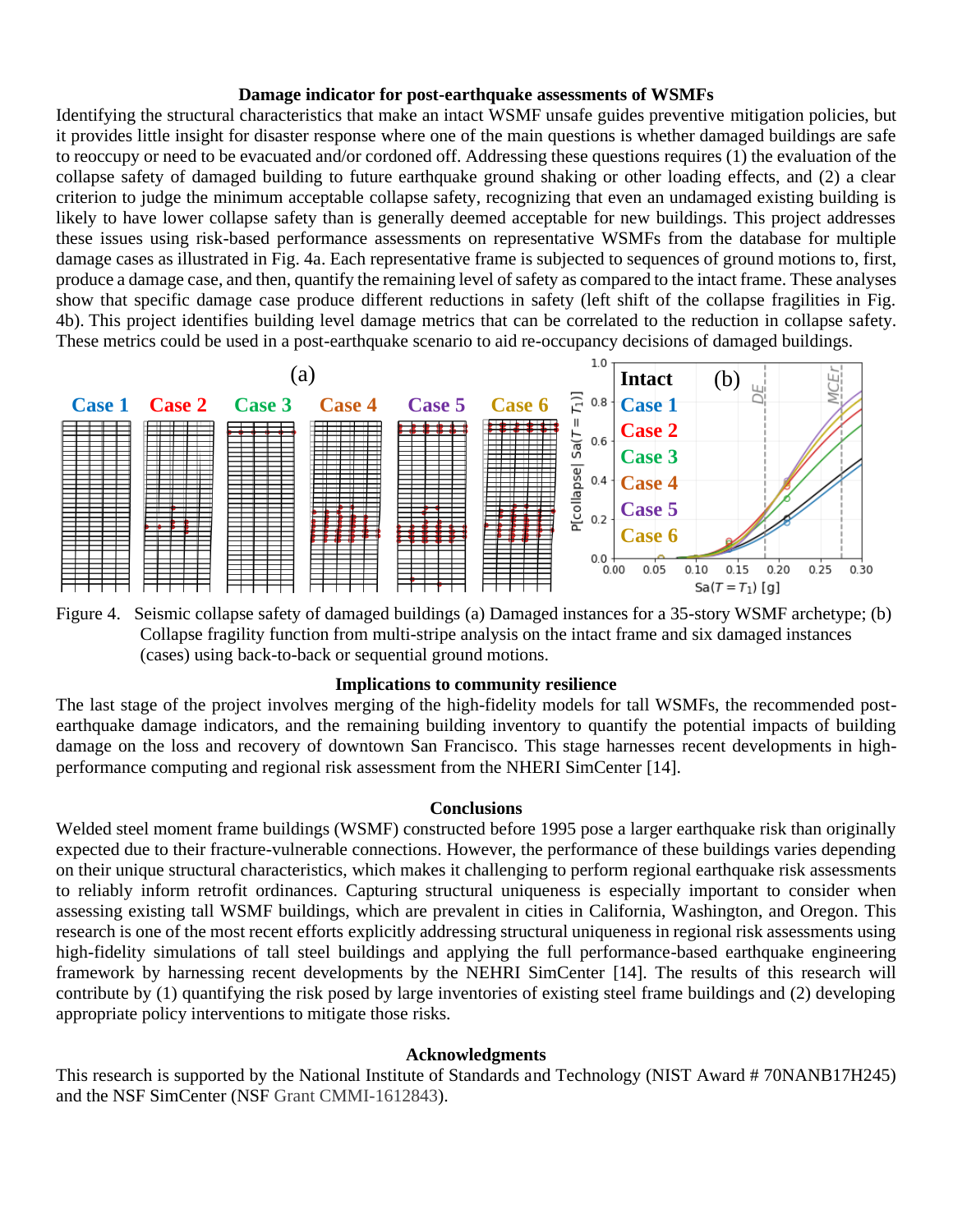### Damage indicator for post-earthquake assessments of WSMFs

Identifying the structural characteristics that make an intact WSMF unsafe guides preventive mitigation policies, but it provides little insight for disaster response where one of the main questions is whether damaged buildings are safe to reoccupy or need to be evacuated and/or cordoned off. Addressing these questions requires (1) the evaluation of the collapse safety of damaged building to future earthquake ground shaking or other loading effects, and (2) a clear criterion to judge the minimum acceptable collapse safety, recognizing that even an undamaged existing building is likely to have lower collapse safety than is generally deemed acceptable for new buildings. This project addresses these issues using risk-based performance assessments on representative WSMFs from the database for multiple damage cases as illustrated in Fig. 4a. Each representative frame is subjected to sequences of ground motions to, first, produce a damage case, and then, quantify the remaining level of safety as compared to the intact frame. These analyses show that specific damage case produce different reductions in safety (left shift of the collapse fragilities in Fig. 4b). This project identifies building level damage metrics that can be correlated to the reduction in collapse safety. These metrics could be used in a post-earthquake scenario to aid re-occupancy decisions of damaged buildings.

Figure 4. Seismic collapse safety of damaged buildings (a) Damaged instances for a 35-story WSMF archetype; (b) Collapse fragility function from multi-stripe analysis on the intact frame and six damaged instances (cases) using back-to-back or sequential ground motions.

### Implications to community resilience

The last stage of the project involves merging of the high-fidelity models for tall WSMFs, the recommended post-earthquake damage indicators, and the remaining building inventory to quantify the potential impacts of building damage on the loss and recovery of downtown San Francisco. This stage harnesses recent developments in high-performance computing and regional risk assessment from the NHERI SimCenter [14].

### Conclusions

Welded steel moment frame buildings (WSMF) constructed before 1995 pose a larger earthquake risk than originally expected due to their fracture-vulnerable connections. However, the performance of these buildings varies depending on their unique structural characteristics, which makes it challenging to perform regional earthquake risk assessments to reliably inform retrofit ordinances. Capturing structural uniqueness is especially important to consider when assessing existing tall WSMF buildings, which are prevalent in cities in California, Washington, and Oregon. This research is one of the most recent efforts explicitly addressing structural uniqueness in regional risk assessments using high-fidelity simulations of tall steel buildings and applying the full performance-based earthquake engineering framework by harnessing recent developments by the NEHRI SimCenter [14]. The results of this research will contribute by (1) quantifying the risk posed by large inventories of existing steel frame buildings and (2) developing appropriate policy interventions to mitigate those risks.

### Acknowledgments

This research is supported by the National Institute of Standards and Technology (NIST Award # 70NANB17H245) and the NSF SimCenter (NSF Grant CMMI-1612843).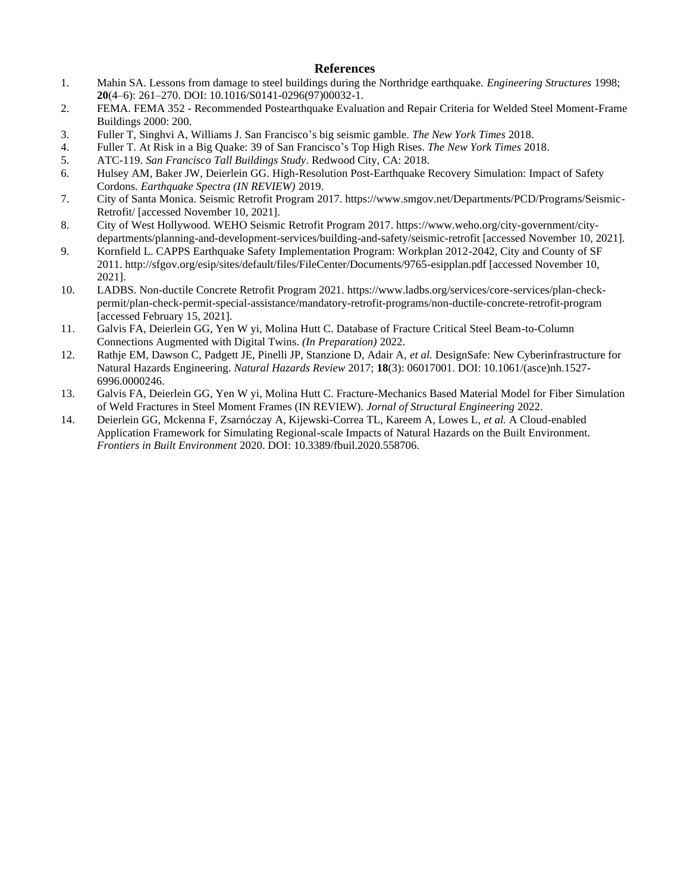## References

1. Mahin SA. Lessons from damage to steel buildings during the Northridge earthquake. *Engineering Structures* 1998; **20**(4–6): 261–270. DOI: 10.1016/S0141-0296(97)00032-1.
2. FEMA. FEMA 352 - Recommended Postearthquake Evaluation and Repair Criteria for Welded Steel Moment-Frame Buildings 2000: 200.
3. Fuller T, Singhvi A, Williams J. San Francisco's big seismic gamble. *The New York Times* 2018.
4. Fuller T. At Risk in a Big Quake: 39 of San Francisco's Top High Rises. *The New York Times* 2018.
5. ATC-119. *San Francisco Tall Buildings Study*. Redwood City, CA: 2018.
6. Hulsey AM, Baker JW, Deierlein GG. High-Resolution Post-Earthquake Recovery Simulation: Impact of Safety Cordons. *Earthquake Spectra (IN REVIEW)* 2019.
7. City of Santa Monica. Seismic Retrofit Program 2017. https://www.smgov.net/Departments/PCD/Programs/Seismic-Retrofit/ [accessed November 10, 2021].
8. City of West Hollywood. WEHO Seismic Retrofit Program 2017. https://www.weho.org/city-government/city-departments/planning-and-development-services/building-and-safety/seismic-retrofit [accessed November 10, 2021].
9. Kornfield L. CAPPS Earthquake Safety Implementation Program: Workplan 2012-2042, City and County of SF 2011. http://sfgov.org/esip/sites/default/files/FileCenter/Documents/9765-esipplan.pdf [accessed November 10, 2021].
10. LADBS. Non-ductile Concrete Retrofit Program 2021. https://www.ladbs.org/services/core-services/plan-check-permit/plan-check-permit-special-assistance/mandatory-retrofit-programs/non-ductile-concrete-retrofit-program [accessed February 15, 2021].
11. Galvis FA, Deierlein GG, Yen W yi, Molina Hutt C. Database of Fracture Critical Steel Beam-to-Column Connections Augmented with Digital Twins. *(In Preparation)* 2022.
12. Rathje EM, Dawson C, Padgett JE, Pinelli JP, Stanzione D, Adair A, *et al.* DesignSafe: New Cyberinfrastructure for Natural Hazards Engineering. *Natural Hazards Review* 2017; **18**(3): 06017001. DOI: 10.1061/(asce)nh.1527-6996.0000246.
13. Galvis FA, Deierlein GG, Yen W yi, Molina Hutt C. Fracture-Mechanics Based Material Model for Fiber Simulation of Weld Fractures in Steel Moment Frames (IN REVIEW). *Jornal of Structural Engineering* 2022.
14. Deierlein GG, Mckenna F, Zsarnóczay A, Kijewski-Correa TL, Kareem A, Lowes L, *et al.* A Cloud-enabled Application Framework for Simulating Regional-scale Impacts of Natural Hazards on the Built Environment. *Frontiers in Built Environment* 2020. DOI: 10.3389/fbuil.2020.558706.